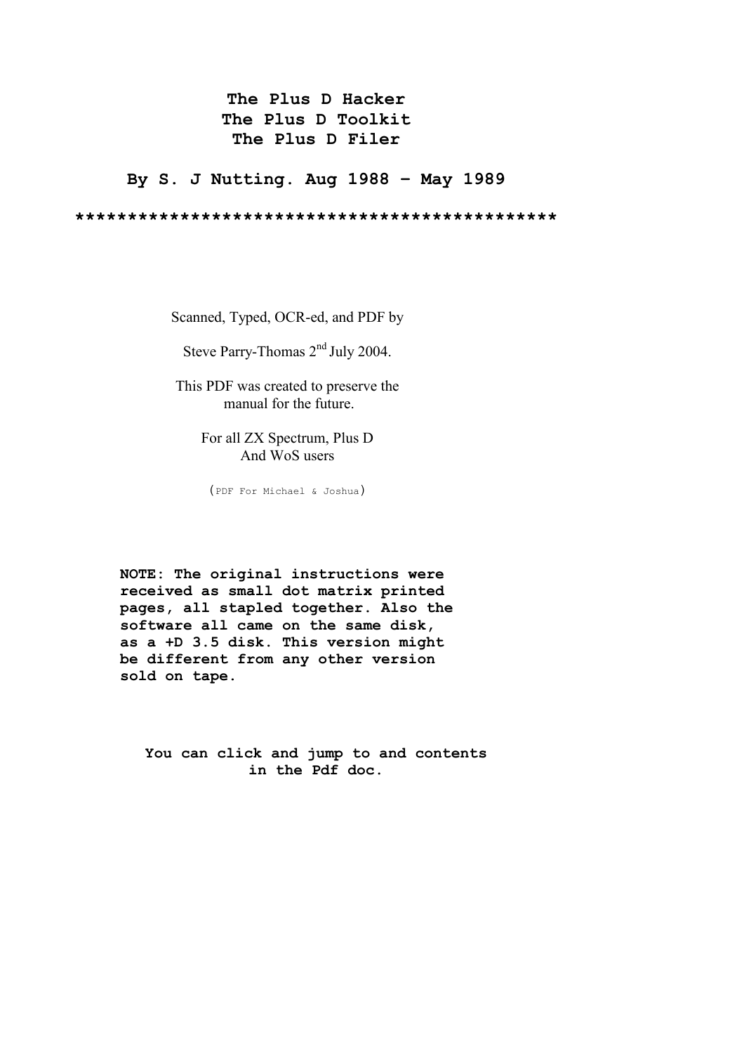# The Plus D Hacker
# The Plus D Toolkit
# The Plus D Filer

## By S. J Nutting. Aug 1988 – May 1989

**********************************************

Scanned, Typed, OCR-ed, and PDF by

Steve Parry-Thomas 2nd July 2004.

This PDF was created to preserve the manual for the future.

For all ZX Spectrum, Plus D And WoS users

(PDF For Michael & Joshua)

**NOTE: The original instructions were received as small dot matrix printed pages, all stapled together. Also the software all came on the same disk, as a +D 3.5 disk. This version might be different from any other version sold on tape.**

**You can click and jump to and contents in the Pdf doc.**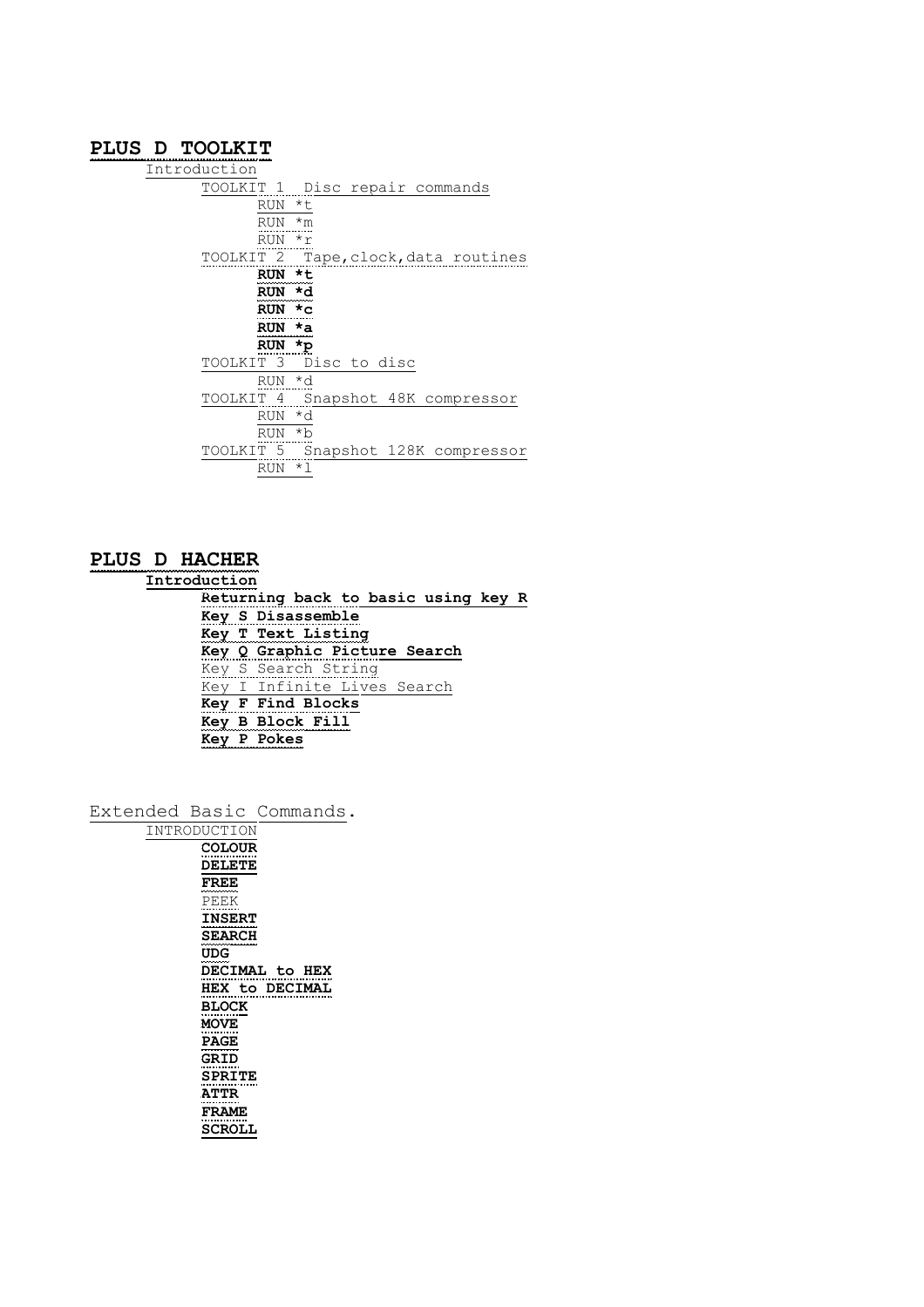## **PLUS D TOOLKIT**

- Introduction
  - TOOLKIT 1 Disc repair commands
    - RUN *t
    - RUN *m
    - RUN *r
  - TOOLKIT 2 Tape,clock,data routines
    - **RUN *t**
    - **RUN *d**
    - **RUN *c**
    - **RUN *a**
    - **RUN *p**
  - TOOLKIT 3 Disc to disc
    - RUN *d
  - TOOLKIT 4 Snapshot 48K compressor
    - RUN *d
    - RUN *b
  - TOOLKIT 5 Snapshot 128K compressor
    - RUN *l

## **PLUS D HACHER**

- **Introduction**
  - **Returning back to basic using key R**
  - **Key S Disassemble**
  - **Key T Text Listing**
  - **Key Q Graphic Picture Search**
  - Key S Search String
  - Key I Infinite Lives Search
  - **Key F Find Blocks**
  - **Key B Block Fill**
  - **Key P Pokes**

## Extended Basic Commands.

- INTRODUCTION
  - **COLOUR**
  - **DELETE**
  - **FREE**
  - PEEK
  - **INSERT**
  - **SEARCH**
  - **UDG**
  - **DECIMAL to HEX**
  - **HEX to DECIMAL**
  - **BLOCK**
  - **MOVE**
  - **PAGE**
  - **GRID**
  - **SPRITE**
  - **ATTR**
  - **FRAME**
  - **SCROLL**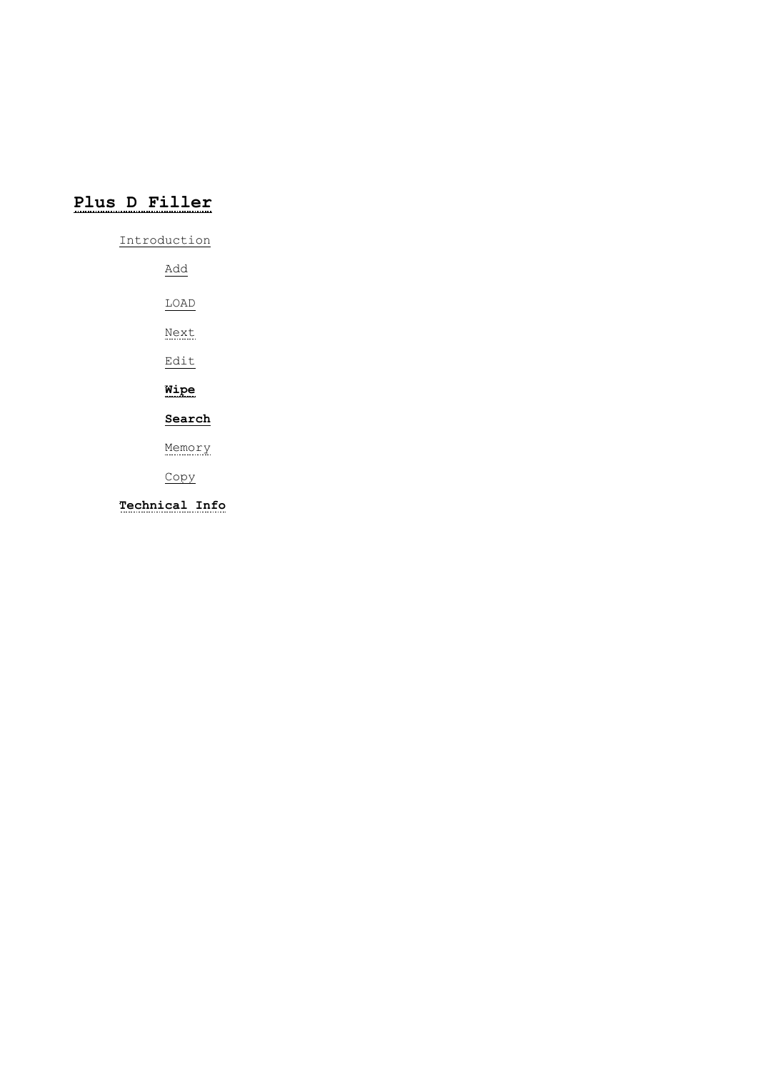# Plus D Filler

- Introduction
  - Add
  - LOAD
  - Next
  - Edit
  - **Wipe**
  - **Search**
  - Memory
  - Copy
- **Technical Info**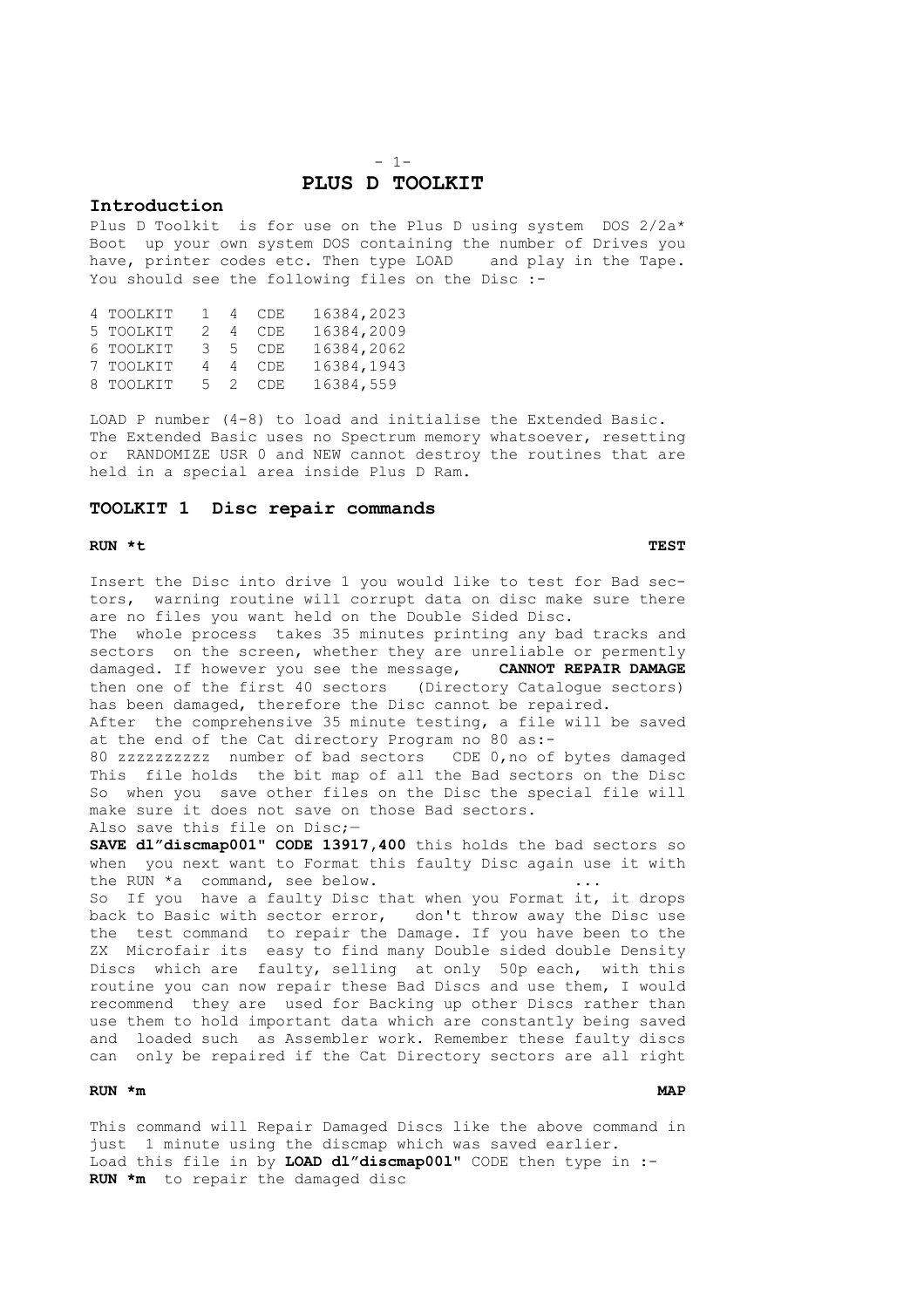# PLUS D TOOLKIT

## Introduction

Plus D Toolkit is for use on the Plus D using system DOS 2/2a* Boot up your own system DOS containing the number of Drives you have, printer codes etc. Then type LOAD and play in the Tape. You should see the following files on the Disc :-

```
4 TOOLKIT   1  4  CDE   16384,2023
5 TOOLKIT   2  4  CDE   16384,2009
6 TOOLKIT   3  5  CDE   16384,2062
7 TOOLKIT   4  4  CDE   16384,1943
8 TOOLKIT   5  2  CDE   16384,559
```

LOAD P number (4-8) to load and initialise the Extended Basic. The Extended Basic uses no Spectrum memory whatsoever, resetting or RANDOMIZE USR 0 and NEW cannot destroy the routines that are held in a special area inside Plus D Ram.

## TOOLKIT 1 Disc repair commands

**RUN *t** **TEST**

Insert the Disc into drive 1 you would like to test for Bad sectors, warning routine will corrupt data on disc make sure there are no files you want held on the Double Sided Disc.
The whole process takes 35 minutes printing any bad tracks and sectors on the screen, whether they are unreliable or permently damaged. If however you see the message, **CANNOT REPAIR DAMAGE** then one of the first 40 sectors (Directory Catalogue sectors) has been damaged, therefore the Disc cannot be repaired.
After the comprehensive 35 minute testing, a file will be saved at the end of the Cat directory Program no 80 as:-
80 zzzzzzzzzz number of bad sectors CDE 0,no of bytes damaged
This file holds the bit map of all the Bad sectors on the Disc So when you save other files on the Disc the special file will make sure it does not save on those Bad sectors.
Also save this file on Disc;—
**SAVE dl"discmap001" CODE 13917,400** this holds the bad sectors so when you next want to Format this faulty Disc again use it with the RUN *a command, see below. ...
So If you have a faulty Disc that when you Format it, it drops back to Basic with sector error, don't throw away the Disc use the test command to repair the Damage. If you have been to the ZX Microfair its easy to find many Double sided double Density Discs which are faulty, selling at only 50p each, with this routine you can now repair these Bad Discs and use them, I would recommend they are used for Backing up other Discs rather than use them to hold important data which are constantly being saved and loaded such as Assembler work. Remember these faulty discs can only be repaired if the Cat Directory sectors are all right

**RUN *m** **MAP**

This command will Repair Damaged Discs like the above command in just 1 minute using the discmap which was saved earlier.
Load this file in by **LOAD dl"discmap001"** CODE then type in :-
**RUN *m** to repair the damaged disc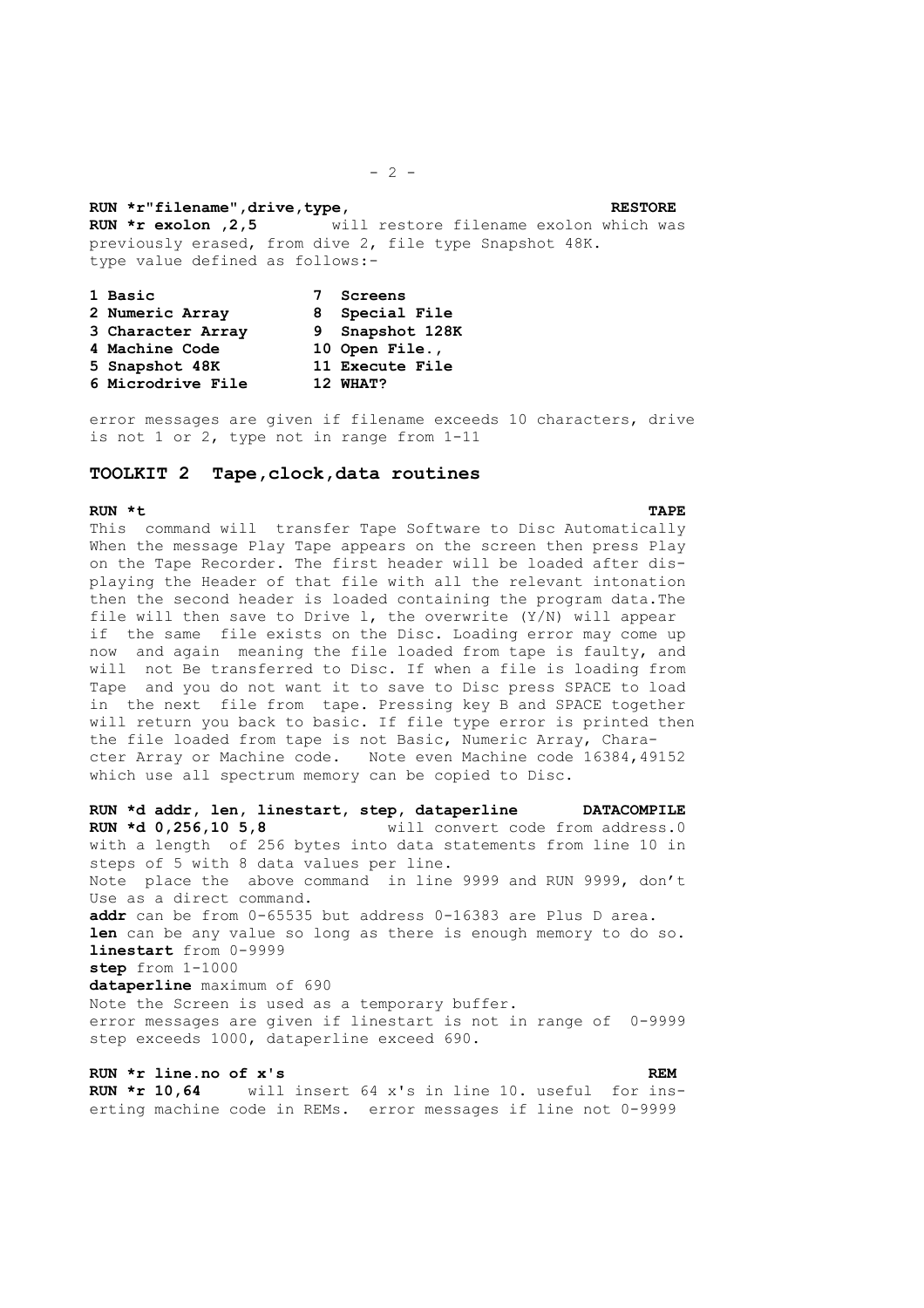**RUN *r"filename",drive,type,** **RESTORE**

**RUN *r exolon ,2,5** will restore filename exolon which was previously erased, from dive 2, file type Snapshot 48K. type value defined as follows:-

| | |
|---|---|
| **1 Basic** | **7 Screens** |
| **2 Numeric Array** | **8 Special File** |
| **3 Character Array** | **9 Snapshot 128K** |
| **4 Machine Code** | **10 Open File.,** |
| **5 Snapshot 48K** | **11 Execute File** |
| **6 Microdrive File** | **12 WHAT?** |

error messages are given if filename exceeds 10 characters, drive is not 1 or 2, type not in range from 1-11

## TOOLKIT 2 Tape,clock,data routines

**RUN *t** **TAPE**

This command will transfer Tape Software to Disc Automatically When the message Play Tape appears on the screen then press Play on the Tape Recorder. The first header will be loaded after displaying the Header of that file with all the relevant intonation then the second header is loaded containing the program data.The file will then save to Drive l, the overwrite (Y/N) will appear if the same file exists on the Disc. Loading error may come up now and again meaning the file loaded from tape is faulty, and will not Be transferred to Disc. If when a file is loading from Tape and you do not want it to save to Disc press SPACE to load in the next file from tape. Pressing key B and SPACE together will return you back to basic. If file type error is printed then the file loaded from tape is not Basic, Numeric Array, Character Array or Machine code. Note even Machine code 16384,49152 which use all spectrum memory can be copied to Disc.

**RUN *d addr, len, linestart, step, dataperline** **DATACOMPILE**

**RUN *d 0,256,10 5,8** will convert code from address.0 with a length of 256 bytes into data statements from line 10 in steps of 5 with 8 data values per line.
Note place the above command in line 9999 and RUN 9999, don't Use as a direct command.
**addr** can be from 0-65535 but address 0-16383 are Plus D area.
**len** can be any value so long as there is enough memory to do so.
**linestart** from 0-9999
**step** from 1-1000
**dataperline** maximum of 690
Note the Screen is used as a temporary buffer.
error messages are given if linestart is not in range of 0-9999 step exceeds 1000, dataperline exceed 690.

**RUN *r line.no of x's** **REM**

**RUN *r 10,64** will insert 64 x's in line 10. useful for inserting machine code in REMs. error messages if line not 0-9999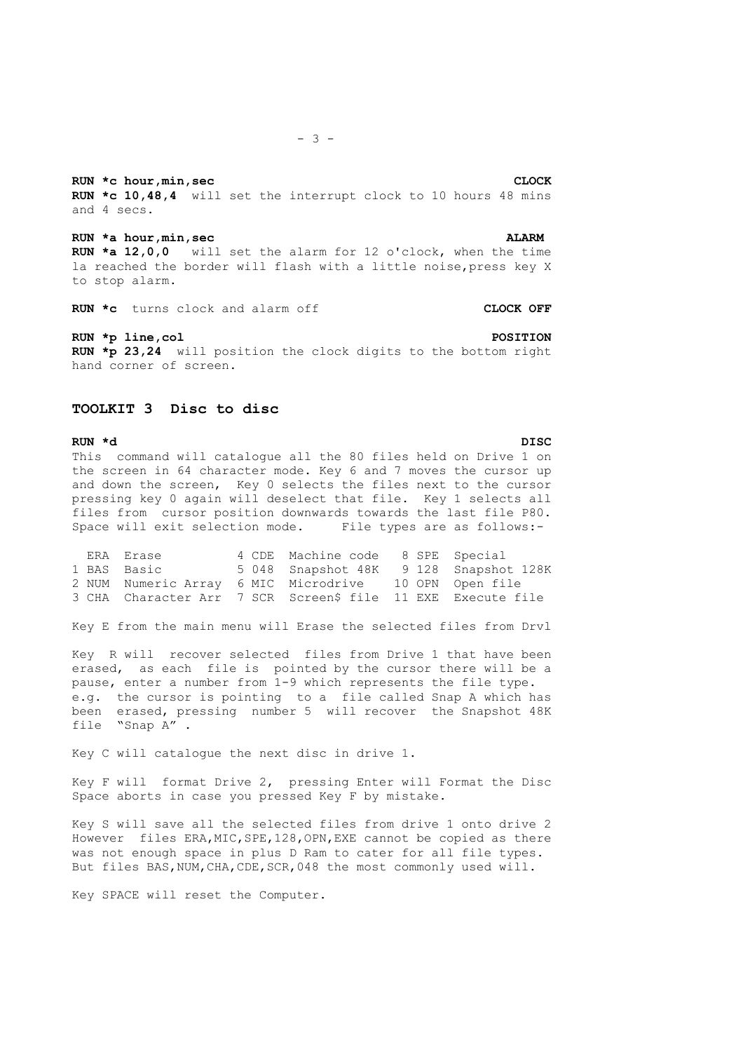**RUN *c hour,min,sec** **CLOCK**

**RUN *c 10,48,4** will set the interrupt clock to 10 hours 48 mins and 4 secs.

**RUN *a hour,min,sec** **ALARM**

**RUN *a 12,0,0** will set the alarm for 12 o'clock, when the time la reached the border will flash with a little noise,press key X to stop alarm.

**RUN *c** turns clock and alarm off **CLOCK OFF**

**RUN *p line,col** **POSITION**

**RUN *p 23,24** will position the clock digits to the bottom right hand corner of screen.

## TOOLKIT 3 Disc to disc

**RUN *d** **DISC**

This command will catalogue all the 80 files held on Drive 1 on the screen in 64 character mode. Key 6 and 7 moves the cursor up and down the screen, Key 0 selects the files next to the cursor pressing key 0 again will deselect that file. Key 1 selects all files from cursor position downwards towards the last file P80. Space will exit selection mode. File types are as follows:-

```
  ERA Erase           4 CDE  Machine code   8 SPE  Special
1 BAS Basic           5 048  Snapshot 48K   9 128  Snapshot 128K
2 NUM Numeric Array   6 MIC  Microdrive    10 OPN  Open file
3 CHA Character Arr   7 SCR  Screen$ file  11 EXE  Execute file
```

Key E from the main menu will Erase the selected files from Drvl

Key R will recover selected files from Drive 1 that have been erased, as each file is pointed by the cursor there will be a pause, enter a number from 1-9 which represents the file type. e.g. the cursor is pointing to a file called Snap A which has been erased, pressing number 5 will recover the Snapshot 48K file "Snap A" .

Key C will catalogue the next disc in drive 1.

Key F will format Drive 2, pressing Enter will Format the Disc Space aborts in case you pressed Key F by mistake.

Key S will save all the selected files from drive 1 onto drive 2 However files ERA,MIC,SPE,128,OPN,EXE cannot be copied as there was not enough space in plus D Ram to cater for all file types. But files BAS,NUM,CHA,CDE,SCR,048 the most commonly used will.

Key SPACE will reset the Computer.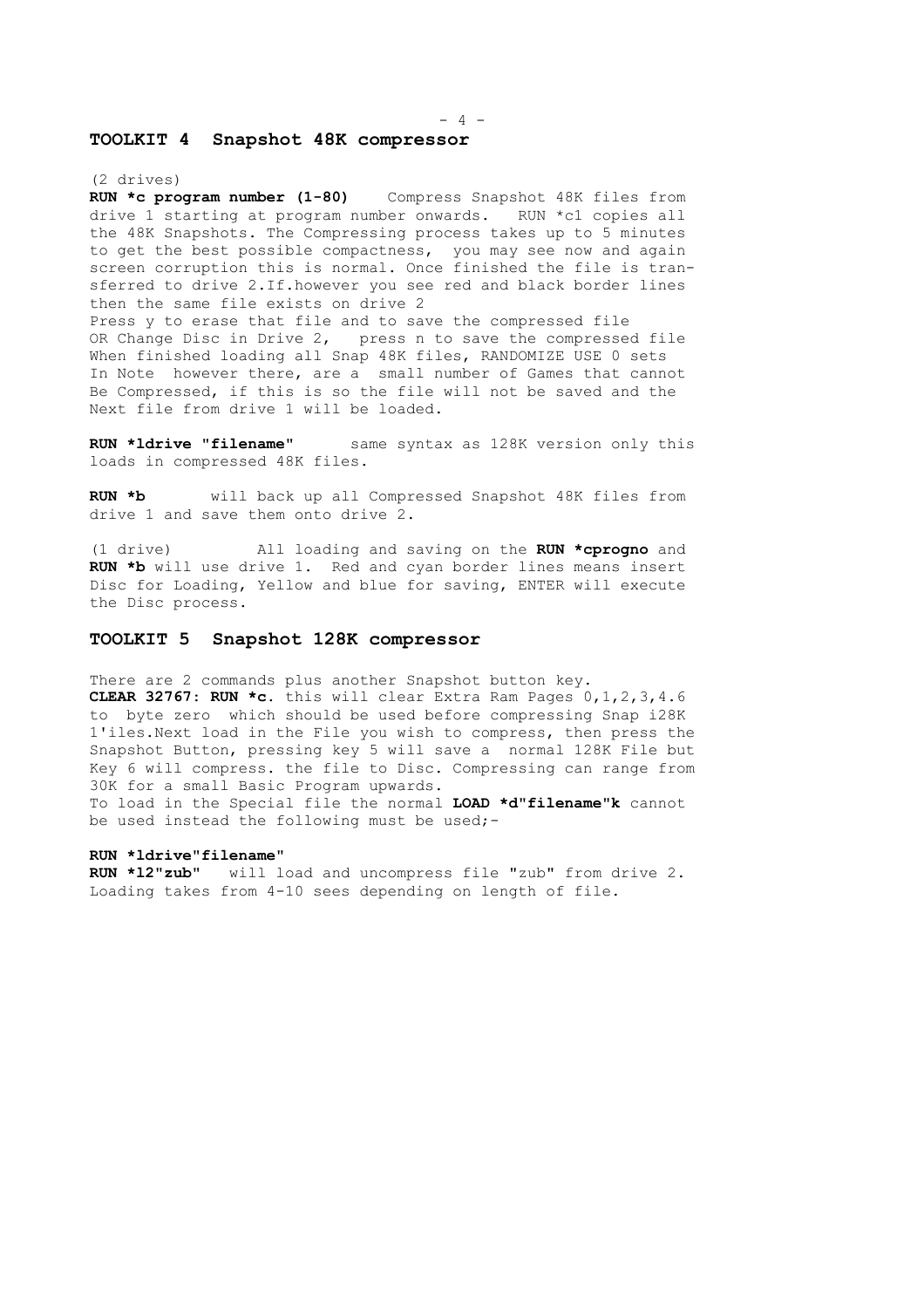## TOOLKIT 4 Snapshot 48K compressor

(2 drives)
**RUN *c program number (1-80)** Compress Snapshot 48K files from drive 1 starting at program number onwards. RUN *c1 copies all the 48K Snapshots. The Compressing process takes up to 5 minutes to get the best possible compactness, you may see now and again screen corruption this is normal. Once finished the file is transferred to drive 2.If.however you see red and black border lines then the same file exists on drive 2
Press y to erase that file and to save the compressed file
OR Change Disc in Drive 2, press n to save the compressed file
When finished loading all Snap 48K files, RANDOMIZE USE 0 sets
In Note however there, are a small number of Games that cannot Be Compressed, if this is so the file will not be saved and the Next file from drive 1 will be loaded.

**RUN *ldrive "filename"** same syntax as 128K version only this loads in compressed 48K files.

**RUN *b** will back up all Compressed Snapshot 48K files from drive 1 and save them onto drive 2.

(1 drive) All loading and saving on the **RUN *cprogno** and **RUN *b** will use drive 1. Red and cyan border lines means insert Disc for Loading, Yellow and blue for saving, ENTER will execute the Disc process.

## TOOLKIT 5 Snapshot 128K compressor

There are 2 commands plus another Snapshot button key.
**CLEAR 32767: RUN *c**. this will clear Extra Ram Pages 0,1,2,3,4.6 to byte zero which should be used before compressing Snap i28K 1'iles.Next load in the File you wish to compress, then press the Snapshot Button, pressing key 5 will save a normal 128K File but Key 6 will compress. the file to Disc. Compressing can range from 30K for a small Basic Program upwards.
To load in the Special file the normal **LOAD *d"filename"k** cannot be used instead the following must be used;-

**RUN *ldrive"filename"**
**RUN *l2"zub"** will load and uncompress file "zub" from drive 2. Loading takes from 4-10 sees depending on length of file.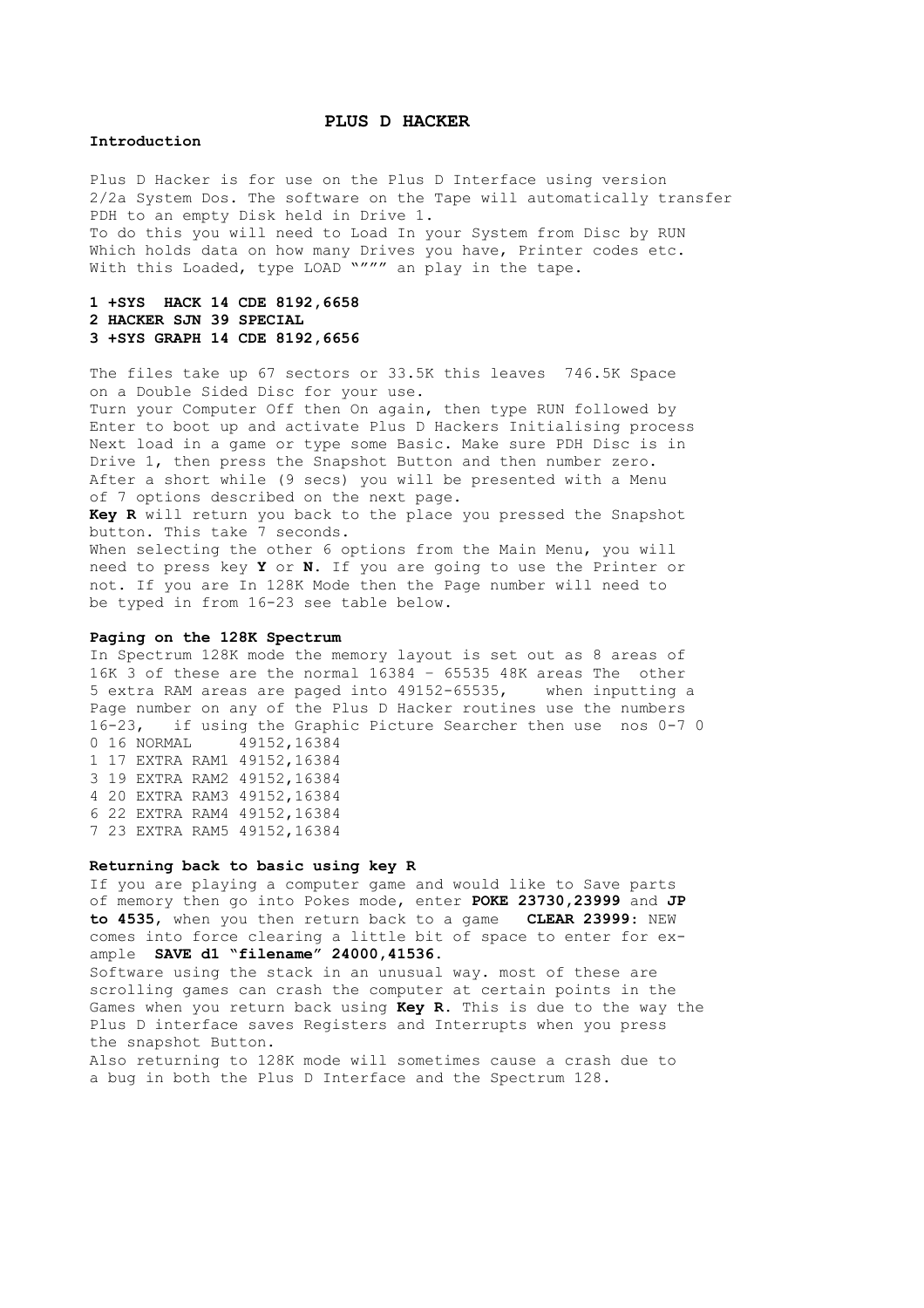# PLUS D HACKER

**Introduction**

Plus D Hacker is for use on the Plus D Interface using version 2/2a System Dos. The software on the Tape will automatically transfer PDH to an empty Disk held in Drive 1.
To do this you will need to Load In your System from Disc by RUN Which holds data on how many Drives you have, Printer codes etc. With this Loaded, type LOAD """" an play in the tape.

**1 +SYS HACK 14 CDE 8192,6658**
**2 HACKER SJN 39 SPECIAL**
**3 +SYS GRAPH 14 CDE 8192,6656**

The files take up 67 sectors or 33.5K this leaves 746.5K Space on a Double Sided Disc for your use.
Turn your Computer Off then On again, then type RUN followed by Enter to boot up and activate Plus D Hackers Initialising process Next load in a game or type some Basic. Make sure PDH Disc is in Drive 1, then press the Snapshot Button and then number zero. After a short while (9 secs) you will be presented with a Menu of 7 options described on the next page.
**Key R** will return you back to the place you pressed the Snapshot button. This take 7 seconds.
When selecting the other 6 options from the Main Menu, you will need to press key **Y** or **N**. If you are going to use the Printer or not. If you are In 128K Mode then the Page number will need to be typed in from 16-23 see table below.

**Paging on the 128K Spectrum**
In Spectrum 128K mode the memory layout is set out as 8 areas of 16K 3 of these are the normal 16384 – 65535 48K areas The other 5 extra RAM areas are paged into 49152-65535, when inputting a Page number on any of the Plus D Hacker routines use the numbers 16-23, if using the Graphic Picture Searcher then use nos 0-7 0

```
0 16 NORMAL     49152,16384
1 17 EXTRA RAM1 49152,16384
3 19 EXTRA RAM2 49152,16384
4 20 EXTRA RAM3 49152,16384
6 22 EXTRA RAM4 49152,16384
7 23 EXTRA RAM5 49152,16384
```

**Returning back to basic using key R**
If you are playing a computer game and would like to Save parts of memory then go into Pokes mode, enter **POKE 23730,23999** and **JP to 4535**, when you then return back to a game **CLEAR 23999:** NEW comes into force clearing a little bit of space to enter for example **SAVE d1 "filename" 24000,41536**.
Software using the stack in an unusual way. most of these are scrolling games can crash the computer at certain points in the Games when you return back using **Key R**. This is due to the way the Plus D interface saves Registers and Interrupts when you press the snapshot Button.
Also returning to 128K mode will sometimes cause a crash due to a bug in both the Plus D Interface and the Spectrum 128.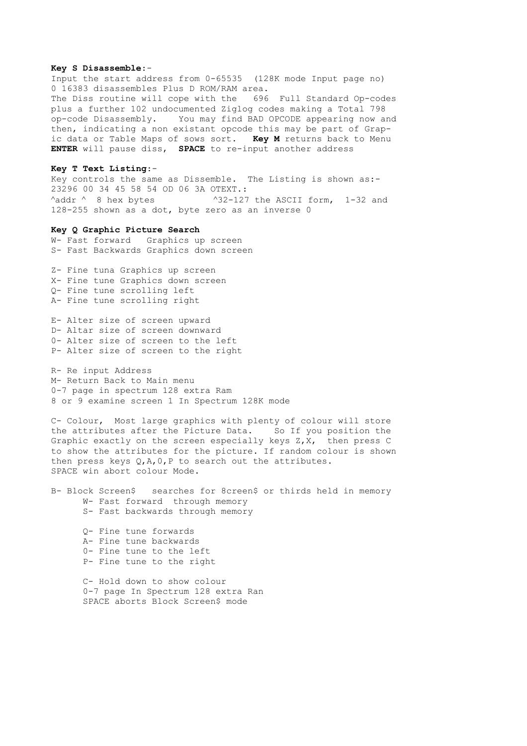**Key S Disassemble**:-

Input the start address from 0-65535 (128K mode Input page no) 0 16383 disassembles Plus D ROM/RAM area.
The Diss routine will cope with the 696 Full Standard Op-codes plus a further 102 undocumented Ziglog codes making a Total 798 op-code Disassembly. You may find BAD OPCODE appearing now and then, indicating a non existant opcode this may be part of Graphic data or Table Maps of sows sort. **Key M** returns back to Menu
**ENTER** will pause diss, **SPACE** to re-input another address

**Key T Text Listing**:-

Key controls the same as Dissemble. The Listing is shown as:-

```
23296 00 34 45 58 54 OD 06 3A OTEXT.:
^addr ^  8 hex bytes           ^32-127 the ASCII form,  1-32 and
```

128-255 shown as a dot, byte zero as an inverse 0

**Key Q Graphic Picture Search**

W- Fast forward Graphics up screen
S- Fast Backwards Graphics down screen

Z- Fine tuna Graphics up screen
X- Fine tune Graphics down screen
Q- Fine tune scrolling left
A- Fine tune scrolling right

E- Alter size of screen upward
D- Altar size of screen downward
0- Alter size of screen to the left
P- Alter size of screen to the right

R- Re input Address
M- Return Back to Main menu
0-7 page in spectrum 128 extra Ram
8 or 9 examine screen 1 In Spectrum 128K mode

C- Colour, Most large graphics with plenty of colour will store the attributes after the Picture Data. So If you position the Graphic exactly on the screen especially keys Z,X, then press C to show the attributes for the picture. If random colour is shown then press keys Q,A,0,P to search out the attributes.
SPACE win abort colour Mode.

B- Block Screen$ searches for 8creen$ or thirds held in memory

- W- Fast forward through memory
- S- Fast backwards through memory

- Q- Fine tune forwards
- A- Fine tune backwards
- 0- Fine tune to the left
- P- Fine tune to the right

- C- Hold down to show colour
- 0-7 page In Spectrum 128 extra Ran
- SPACE aborts Block Screen$ mode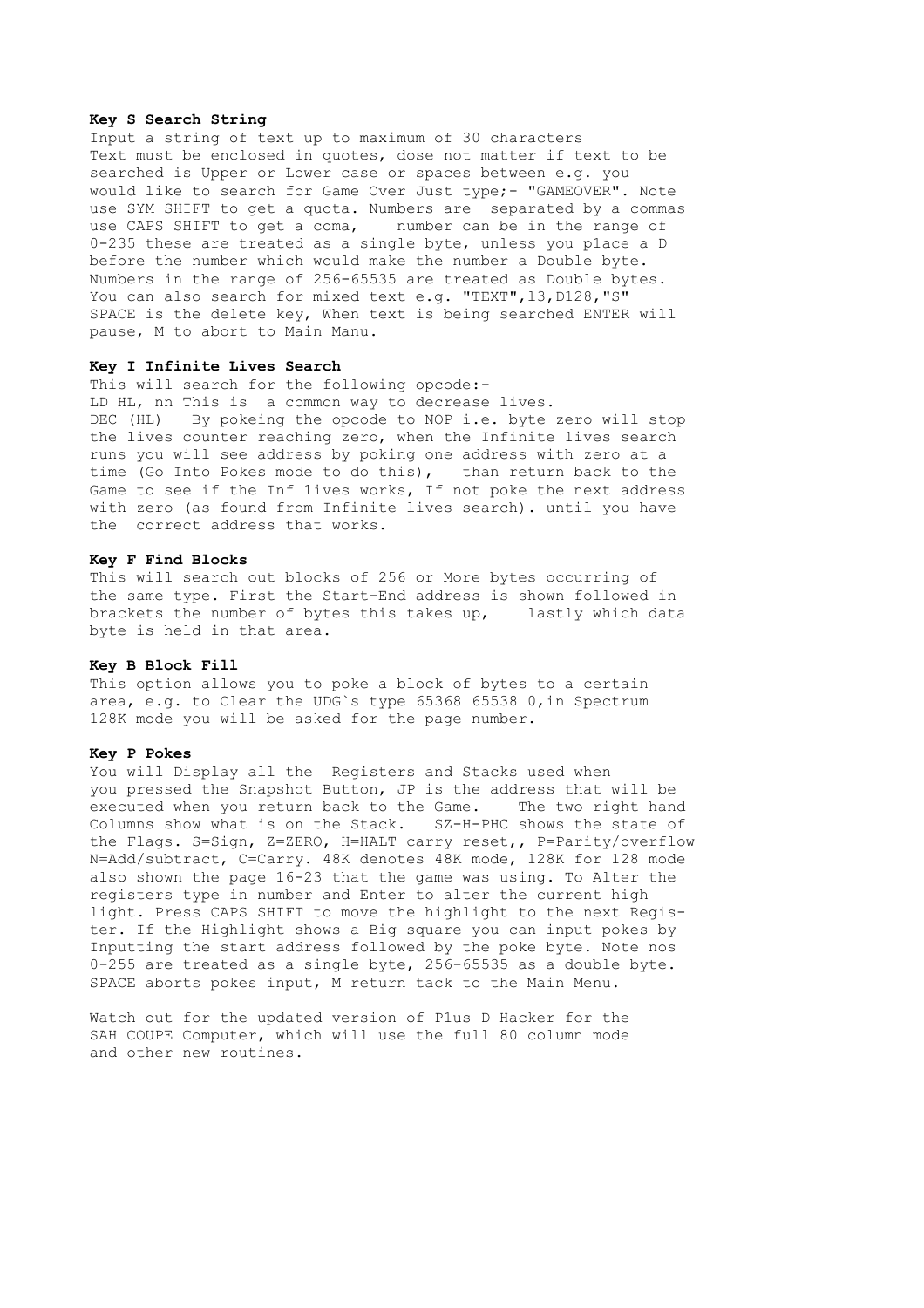**Key S Search String**

Input a string of text up to maximum of 30 characters
Text must be enclosed in quotes, dose not matter if text to be searched is Upper or Lower case or spaces between e.g. you would like to search for Game Over Just type;- "GAMEOVER". Note use SYM SHIFT to get a quota. Numbers are separated by a commas use CAPS SHIFT to get a coma, number can be in the range of 0-235 these are treated as a single byte, unless you p1ace a D before the number which would make the number a Double byte. Numbers in the range of 256-65535 are treated as Double bytes. You can also search for mixed text e.g. "TEXT",l3,D128,"S" SPACE is the de1ete key, When text is being searched ENTER will pause, M to abort to Main Manu.

**Key I Infinite Lives Search**

This will search for the following opcode:-
LD HL, nn This is a common way to decrease lives.
DEC (HL) By pokeing the opcode to NOP i.e. byte zero will stop the lives counter reaching zero, when the Infinite 1ives search runs you will see address by poking one address with zero at a time (Go Into Pokes mode to do this), than return back to the Game to see if the Inf 1ives works, If not poke the next address with zero (as found from Infinite lives search). until you have the correct address that works.

**Key F Find Blocks**

This will search out blocks of 256 or More bytes occurring of the same type. First the Start-End address is shown followed in brackets the number of bytes this takes up, lastly which data byte is held in that area.

**Key B Block Fill**

This option allows you to poke a block of bytes to a certain area, e.g. to Clear the UDG`s type 65368 65538 0,in Spectrum 128K mode you will be asked for the page number.

**Key P Pokes**

You will Display all the Registers and Stacks used when you pressed the Snapshot Button, JP is the address that will be executed when you return back to the Game. The two right hand Columns show what is on the Stack. SZ-H-PHC shows the state of the Flags. S=Sign, Z=ZERO, H=HALT carry reset,, P=Parity/overflow N=Add/subtract, C=Carry. 48K denotes 48K mode, 128K for 128 mode also shown the page 16-23 that the game was using. To Alter the registers type in number and Enter to alter the current high light. Press CAPS SHIFT to move the highlight to the next Register. If the Highlight shows a Big square you can input pokes by Inputting the start address followed by the poke byte. Note nos 0-255 are treated as a single byte, 256-65535 as a double byte. SPACE aborts pokes input, M return tack to the Main Menu.

Watch out for the updated version of P1us D Hacker for the SAH COUPE Computer, which will use the full 80 column mode and other new routines.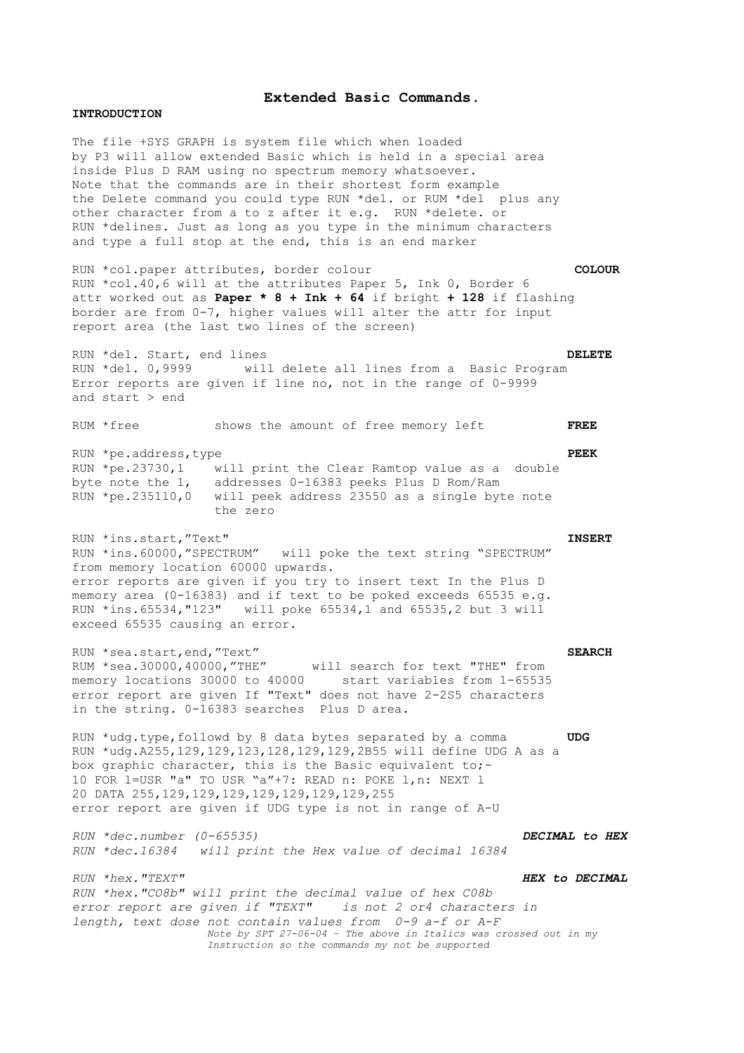## Extended Basic Commands.

**INTRODUCTION**

The file +SYS GRAPH is system file which when loaded by P3 will allow extended Basic which is held in a special area inside Plus D RAM using no spectrum memory whatsoever. Note that the commands are in their shortest form example the Delete command you could type RUN *del. or RUM *del plus any other character from a to z after it e.g. RUN *delete. or RUN *delines. Just as long as you type in the minimum characters and type a full stop at the end, this is an end marker

**COLOUR**

RUN *col.paper attributes, border colour
RUN *col.40,6 will at the attributes Paper 5, Ink 0, Border 6 attr worked out as **Paper * 8 + Ink + 64** if bright **+ 128** if flashing border are from 0-7, higher values will alter the attr for input report area (the last two lines of the screen)

**DELETE**

RUN *del. Start, end lines
RUN *del. 0,9999 will delete all lines from a Basic Program
Error reports are given if line no, not in the range of 0-9999 and start > end

**FREE**

RUM *free shows the amount of free memory left

**PEEK**

RUN *pe.address,type
RUN *pe.23730,1 will print the Clear Ramtop value as a double byte note the 1, addresses 0-16383 peeks Plus D Rom/Ram
RUN *pe.235110,0 will peek address 23550 as a single byte note the zero

**INSERT**

RUN *ins.start,"Text"
RUN *ins.60000,"SPECTRUM" will poke the text string "SPECTRUM" from memory location 60000 upwards.
error reports are given if you try to insert text In the Plus D memory area (0-16383) and if text to be poked exceeds 65535 e.g. RUN *ins.65534,"123" will poke 65534,1 and 65535,2 but 3 will exceed 65535 causing an error.

**SEARCH**

RUN *sea.start,end,"Text"
RUM *sea.30000,40000,"THE" will search for text "THE" from memory locations 30000 to 40000 start variables from 1-65535 error report are given If "Text" does not have 2-2S5 characters in the string. 0-16383 searches Plus D area.

**UDG**

RUN *udg.type,fo1lowd by 8 data bytes separated by a comma
RUN *udg.A255,129,129,123,128,129,129,2B55 will define UDG A as a box graphic character, this is the Basic equivalent to;-

```
10 FOR l=USR "a" TO USR "a"+7: READ n: POKE l,n: NEXT l
20 DATA 255,129,129,129,129,129,129,129,255
```

error report are given if UDG type is not in range of A-U

***DECIMAL to HEX***

*RUN *dec.number (0-65535)*
*RUN *dec.16384 will print the Hex value of decimal 16384*

***HEX to DECIMAL***

*RUN *hex."TEXT"*
*RUN *hex."CO8b" will print the decimal value of hex C08b error report are given if "TEXT" is not 2 or4 characters in length, text dose not contain values from 0-9 a-f or A-F*

*Note by SPT 27-06-04 – The above in Italics was crossed out in my Instruction so the commands my not be supported*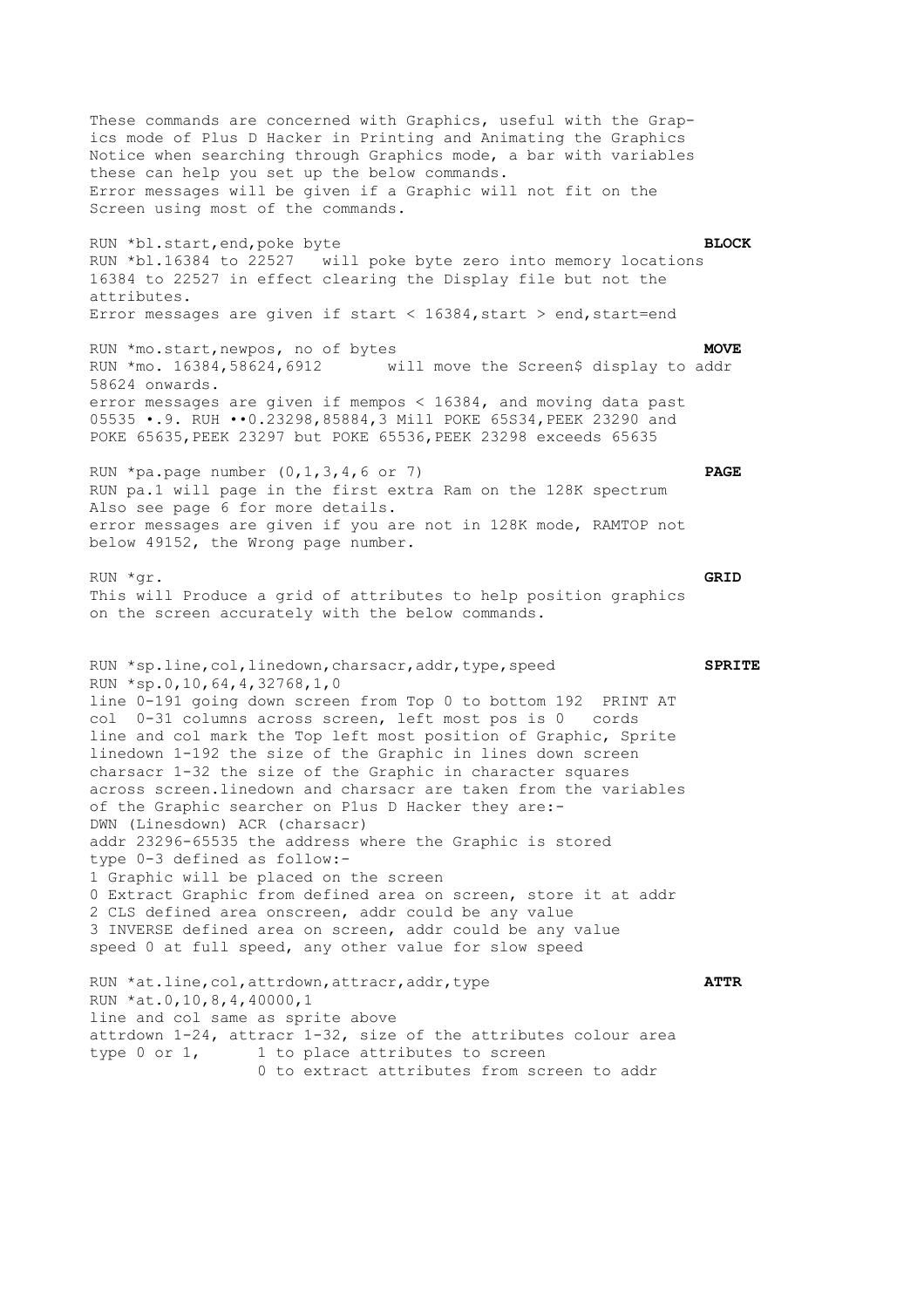These commands are concerned with Graphics, useful with the Graphics mode of Plus D Hacker in Printing and Animating the Graphics
Notice when searching through Graphics mode, a bar with variables these can help you set up the below commands.
Error messages will be given if a Graphic will not fit on the Screen using most of the commands.

**BLOCK**

RUN *bl.start,end,poke byte
RUN *bl.16384 to 22527 will poke byte zero into memory locations 16384 to 22527 in effect clearing the Display file but not the attributes.
Error messages are given if start < 16384, start > end, start=end

**MOVE**

RUN *mo.start,newpos, no of bytes
RUN *mo. 16384,58624,6912 will move the Screen$ display to addr 58624 onwards.
error messages are given if mempos < 16384, and moving data past 05535 •.9. RUH ••0.23298,85884,3 Mill POKE 65S34,PEEK 23290 and POKE 65635,PEEK 23297 but POKE 65536,PEEK 23298 exceeds 65635

**PAGE**

RUN *pa.page number (0,1,3,4,6 or 7)
RUN pa.1 will page in the first extra Ram on the 128K spectrum
Also see page 6 for more details.
error messages are given if you are not in 128K mode, RAMTOP not below 49152, the Wrong page number.

**GRID**

RUN *gr.
This will Produce a grid of attributes to help position graphics on the screen accurately with the below commands.

**SPRITE**

RUN *sp.line,col,linedown,charsacr,addr,type,speed
RUN *sp.0,10,64,4,32768,1,0
line 0-191 going down screen from Top 0 to bottom 192 PRINT AT
col 0-31 columns across screen, left most pos is 0 cords
line and col mark the Top left most position of Graphic, Sprite
linedown 1-192 the size of the Graphic in lines down screen
charsacr 1-32 the size of the Graphic in character squares across screen.linedown and charsacr are taken from the variables of the Graphic searcher on Plus D Hacker they are:-
DWN (Linesdown) ACR (charsacr)
addr 23296-65535 the address where the Graphic is stored
type 0-3 defined as follow:-
1 Graphic will be placed on the screen
0 Extract Graphic from defined area on screen, store it at addr
2 CLS defined area onscreen, addr could be any value
3 INVERSE defined area on screen, addr could be any value
speed 0 at full speed, any other value for slow speed

**ATTR**

RUN *at.line,col,attrdown,attracr,addr,type
RUN *at.0,10,8,4,40000,1
line and col same as sprite above
attrdown 1-24, attracr 1-32, size of the attributes colour area
type 0 or 1, 1 to place attributes to screen
0 to extract attributes from screen to addr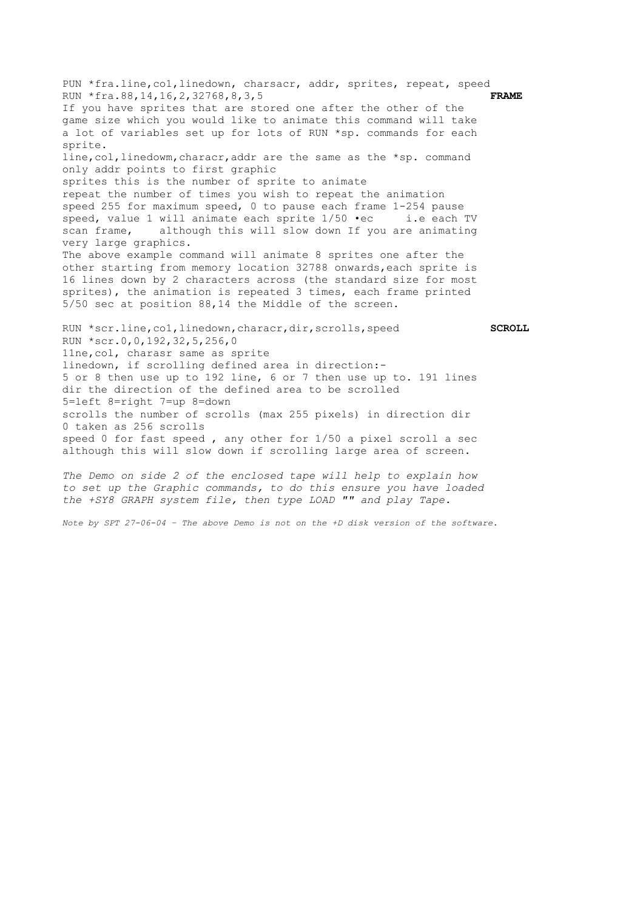PUN *fra.line,col,linedown, charsacr, addr, sprites, repeat, speed
RUN *fra.88,14,16,2,32768,8,3,5 **FRAME**

If you have sprites that are stored one after the other of the game size which you would like to animate this command will take a lot of variables set up for lots of RUN *sp. commands for each sprite.

line,col,linedowm,characr,addr are the same as the *sp. command only addr points to first graphic

sprites this is the number of sprite to animate

repeat the number of times you wish to repeat the animation

speed 255 for maximum speed, 0 to pause each frame 1-254 pause speed, value 1 will animate each sprite 1/50 •ec i.e each TV scan frame, although this will slow down If you are animating very large graphics.

The above example command will animate 8 sprites one after the other starting from memory location 32788 onwards,each sprite is 16 lines down by 2 characters across (the standard size for most sprites), the animation is repeated 3 times, each frame printed 5/50 sec at position 88,14 the Middle of the screen.

RUN *scr.line,col,linedown,characr,dir,scrolls,speed **SCROLL**
RUN *scr.0,0,192,32,5,256,0

11ne,col, charasr same as sprite

linedown, if scrolling defined area in direction:-
5 or 8 then use up to 192 line, 6 or 7 then use up to. 191 lines

dir the direction of the defined area to be scrolled
5=left 8=right 7=up 8=down

scrolls the number of scrolls (max 255 pixels) in direction dir
0 taken as 256 scrolls

speed 0 for fast speed , any other for 1/50 a pixel scroll a sec although this will slow down if scrolling large area of screen.

*The Demo on side 2 of the enclosed tape will help to explain how to set up the Graphic commands, to do this ensure you have loaded the +SY8 GRAPH system file, then type LOAD "" and play Tape.*

*Note by SPT 27-06-04 - The above Demo is not on the +D disk version of the software.*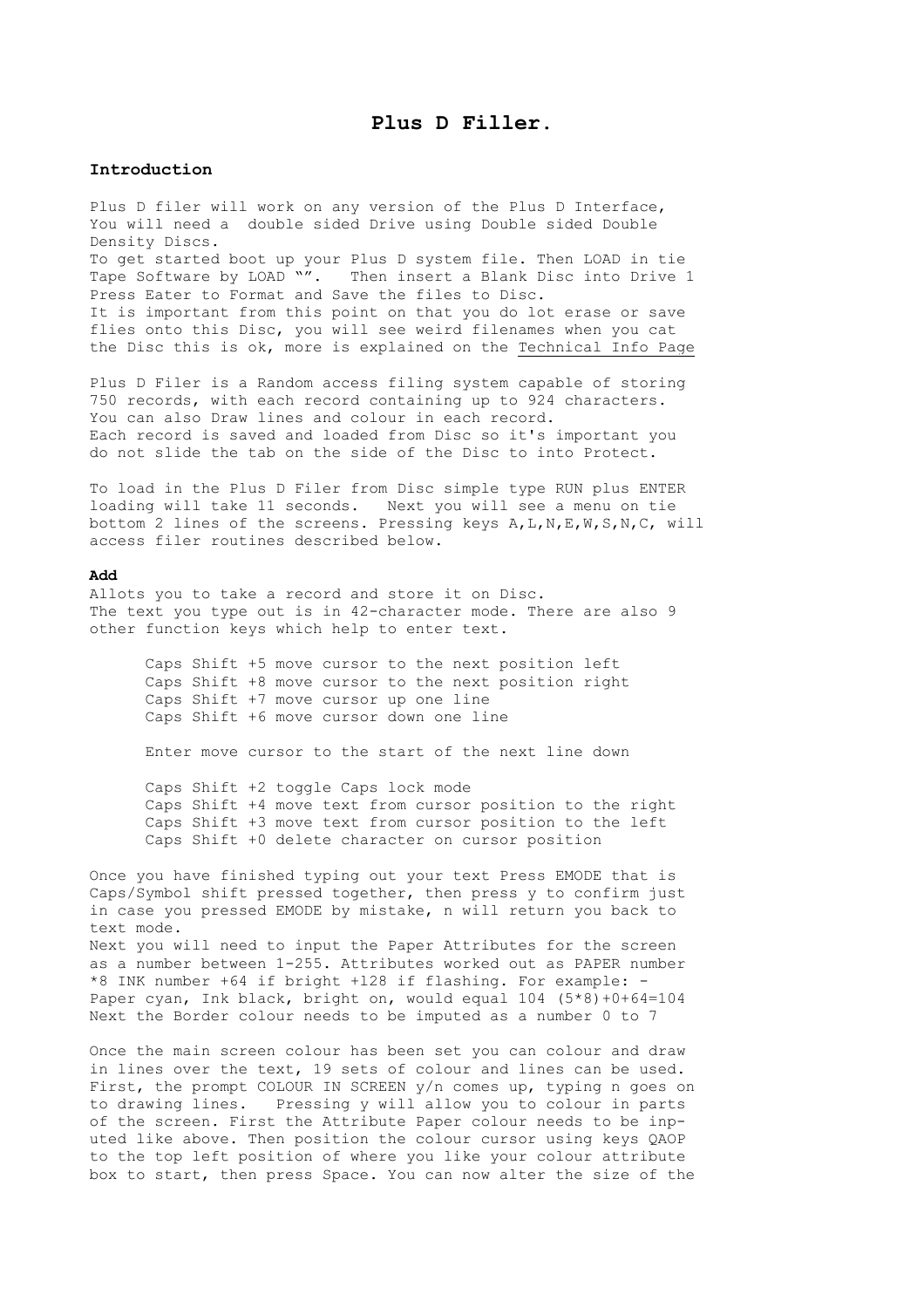# Plus D Filler.

### Introduction

Plus D filer will work on any version of the Plus D Interface, You will need a double sided Drive using Double sided Double Density Discs.
To get started boot up your Plus D system file. Then LOAD in tie Tape Software by LOAD "". Then insert a Blank Disc into Drive 1 Press Eater to Format and Save the files to Disc.
It is important from this point on that you do lot erase or save flies onto this Disc, you will see weird filenames when you cat the Disc this is ok, more is explained on the Technical Info Page

Plus D Filer is a Random access filing system capable of storing 750 records, with each record containing up to 924 characters. You can also Draw lines and colour in each record.
Each record is saved and loaded from Disc so it's important you do not slide the tab on the side of the Disc to into Protect.

To load in the Plus D Filer from Disc simple type RUN plus ENTER loading will take 11 seconds. Next you will see a menu on tie bottom 2 lines of the screens. Pressing keys A,L,N,E,W,S,N,C, will access filer routines described below.

**Add**
Allots you to take a record and store it on Disc.
The text you type out is in 42-character mode. There are also 9 other function keys which help to enter text.

Caps Shift +5 move cursor to the next position left
Caps Shift +8 move cursor to the next position right
Caps Shift +7 move cursor up one line
Caps Shift +6 move cursor down one line

Enter move cursor to the start of the next line down

Caps Shift +2 toggle Caps lock mode
Caps Shift +4 move text from cursor position to the right
Caps Shift +3 move text from cursor position to the left
Caps Shift +0 delete character on cursor position

Once you have finished typing out your text Press EMODE that is Caps/Symbol shift pressed together, then press y to confirm just in case you pressed EMODE by mistake, n will return you back to text mode.
Next you will need to input the Paper Attributes for the screen as a number between 1-255. Attributes worked out as PAPER number *8 INK number +64 if bright +128 if flashing. For example: - Paper cyan, Ink black, bright on, would equal 104 (5*8)+0+64=104
Next the Border colour needs to be imputed as a number 0 to 7

Once the main screen colour has been set you can colour and draw in lines over the text, 19 sets of colour and lines can be used. First, the prompt COLOUR IN SCREEN y/n comes up, typing n goes on to drawing lines. Pressing y will allow you to colour in parts of the screen. First the Attribute Paper colour needs to be inp-uted like above. Then position the colour cursor using keys QAOP to the top left position of where you like your colour attribute box to start, then press Space. You can now alter the size of the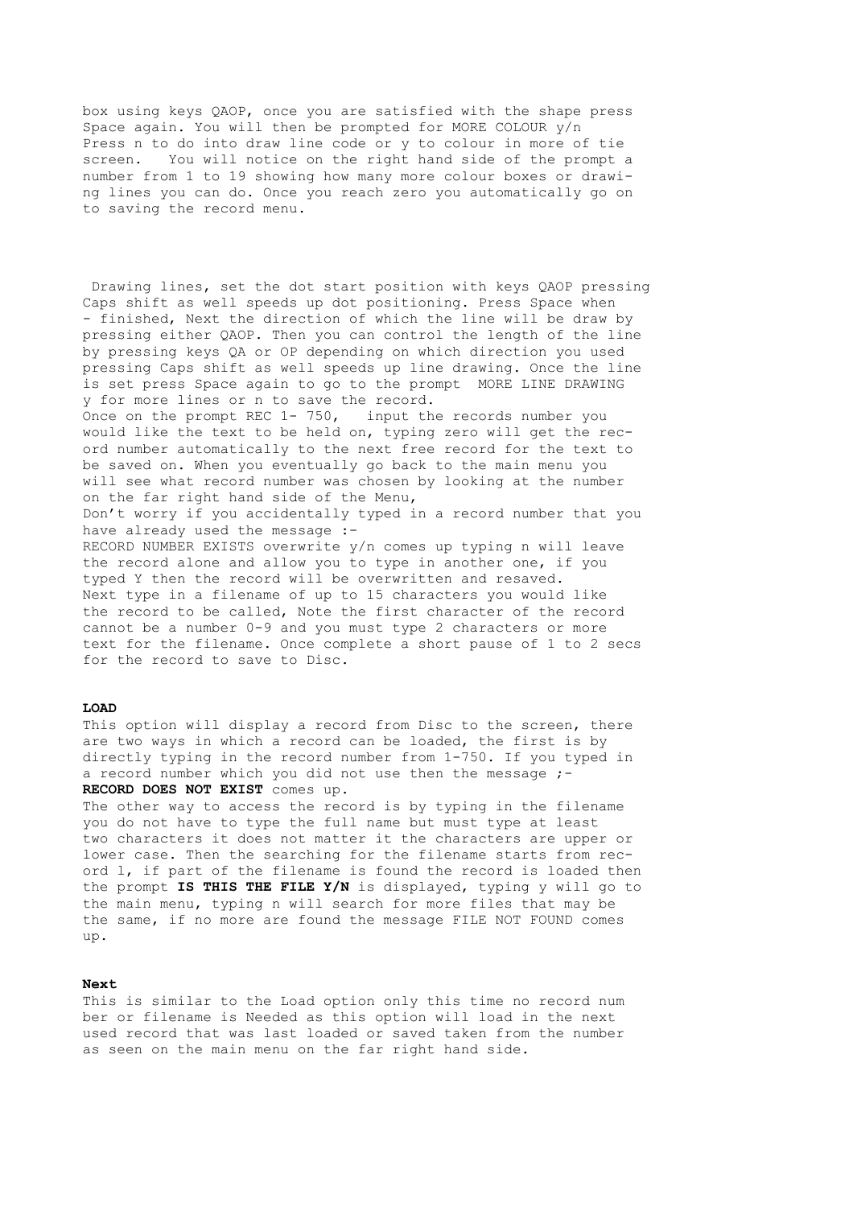box using keys QAOP, once you are satisfied with the shape press Space again. You will then be prompted for MORE COLOUR y/n Press n to do into draw line code or y to colour in more of tie screen. You will notice on the right hand side of the prompt a number from 1 to 19 showing how many more colour boxes or drawing lines you can do. Once you reach zero you automatically go on to saving the record menu.

Drawing lines, set the dot start position with keys QAOP pressing Caps shift as well speeds up dot positioning. Press Space when - finished, Next the direction of which the line will be draw by pressing either QAOP. Then you can control the length of the line by pressing keys QA or OP depending on which direction you used pressing Caps shift as well speeds up line drawing. Once the line is set press Space again to go to the prompt MORE LINE DRAWING y for more lines or n to save the record.
Once on the prompt REC 1- 750, input the records number you would like the text to be held on, typing zero will get the record number automatically to the next free record for the text to be saved on. When you eventually go back to the main menu you will see what record number was chosen by looking at the number on the far right hand side of the Menu,
Don't worry if you accidentally typed in a record number that you have already used the message :-
RECORD NUMBER EXISTS overwrite y/n comes up typing n will leave the record alone and allow you to type in another one, if you typed Y then the record will be overwritten and resaved.
Next type in a filename of up to 15 characters you would like the record to be called, Note the first character of the record cannot be a number 0-9 and you must type 2 characters or more text for the filename. Once complete a short pause of 1 to 2 secs for the record to save to Disc.

**LOAD**

This option will display a record from Disc to the screen, there are two ways in which a record can be loaded, the first is by directly typing in the record number from 1-750. If you typed in a record number which you did not use then the message ;-
**RECORD DOES NOT EXIST** comes up.
The other way to access the record is by typing in the filename you do not have to type the full name but must type at least two characters it does not matter it the characters are upper or lower case. Then the searching for the filename starts from record l, if part of the filename is found the record is loaded then the prompt **IS THIS THE FILE Y/N** is displayed, typing y will go to the main menu, typing n will search for more files that may be the same, if no more are found the message FILE NOT FOUND comes up.

**Next**

This is similar to the Load option only this time no record num ber or filename is Needed as this option will load in the next used record that was last loaded or saved taken from the number as seen on the main menu on the far right hand side.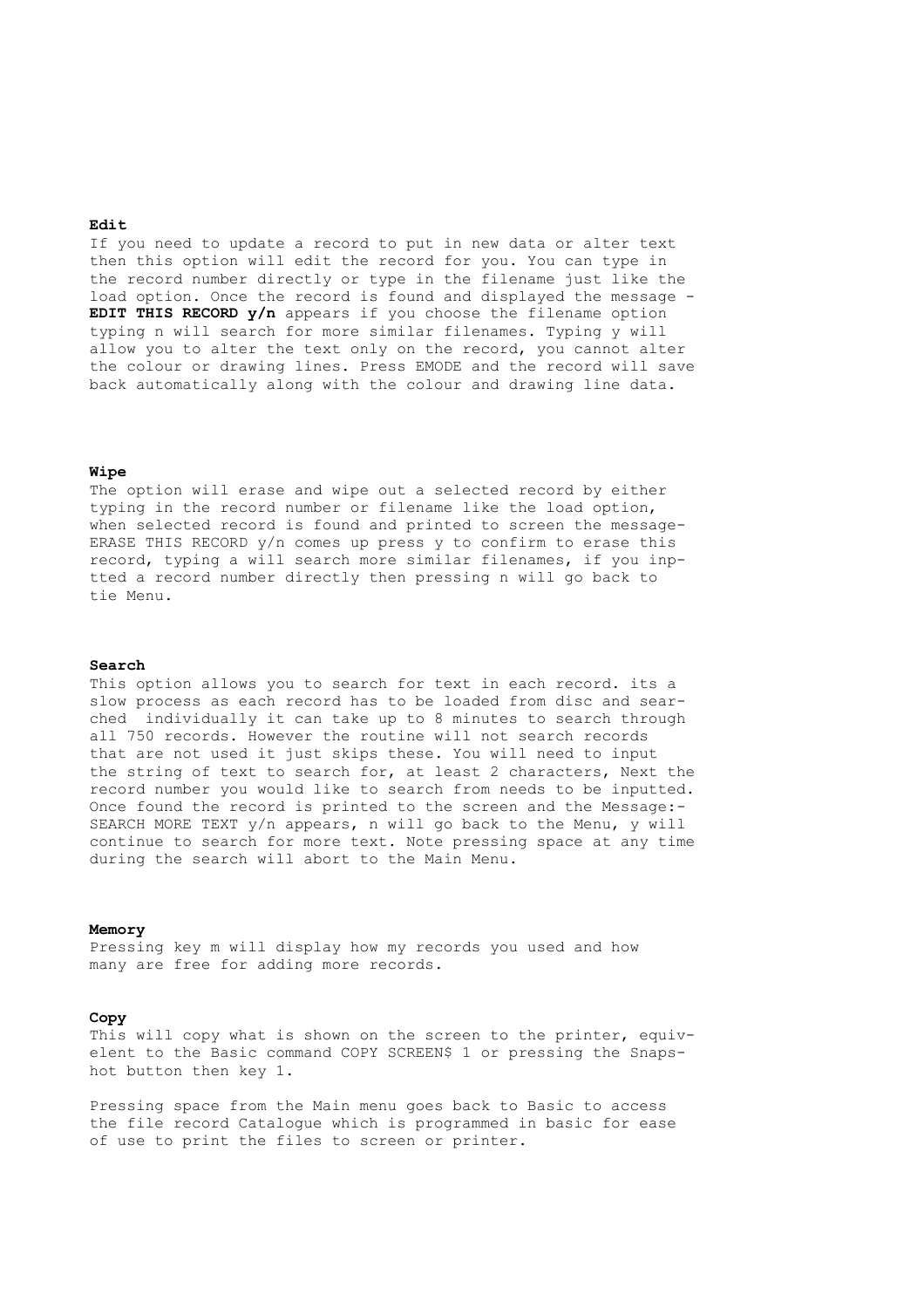**Edit**

If you need to update a record to put in new data or alter text then this option will edit the record for you. You can type in the record number directly or type in the filename just like the load option. Once the record is found and displayed the message - **EDIT THIS RECORD y/n** appears if you choose the filename option typing n will search for more similar filenames. Typing y will allow you to alter the text only on the record, you cannot alter the colour or drawing lines. Press EMODE and the record will save back automatically along with the colour and drawing line data.

**Wipe**

The option will erase and wipe out a selected record by either typing in the record number or filename like the load option, when selected record is found and printed to screen the message- ERASE THIS RECORD y/n comes up press y to confirm to erase this record, typing a will search more similar filenames, if you inptted a record number directly then pressing n will go back to tie Menu.

**Search**

This option allows you to search for text in each record. its a slow process as each record has to be loaded from disc and searched individually it can take up to 8 minutes to search through all 750 records. However the routine will not search records that are not used it just skips these. You will need to input the string of text to search for, at least 2 characters, Next the record number you would like to search from needs to be inputted. Once found the record is printed to the screen and the Message:- SEARCH MORE TEXT y/n appears, n will go back to the Menu, y will continue to search for more text. Note pressing space at any time during the search will abort to the Main Menu.

**Memory**

Pressing key m will display how my records you used and how many are free for adding more records.

**Copy**

This will copy what is shown on the screen to the printer, equivelent to the Basic command COPY SCREEN$ 1 or pressing the Snapshot button then key 1.

Pressing space from the Main menu goes back to Basic to access the file record Catalogue which is programmed in basic for ease of use to print the files to screen or printer.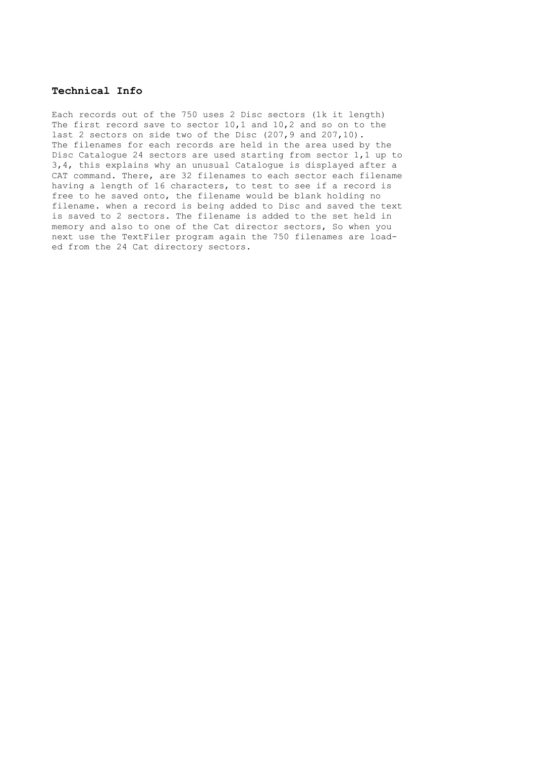## Technical Info

Each records out of the 750 uses 2 Disc sectors (1k it length) The first record save to sector 10,1 and 10,2 and so on to the last 2 sectors on side two of the Disc (207,9 and 207,10). The filenames for each records are held in the area used by the Disc Catalogue 24 sectors are used starting from sector 1,1 up to 3,4, this explains why an unusual Catalogue is displayed after a CAT command. There, are 32 filenames to each sector each filename having a length of 16 characters, to test to see if a record is free to he saved onto, the filename would be blank holding no filename. when a record is being added to Disc and saved the text is saved to 2 sectors. The filename is added to the set held in memory and also to one of the Cat director sectors, So when you next use the TextFiler program again the 750 filenames are loaded from the 24 Cat directory sectors.